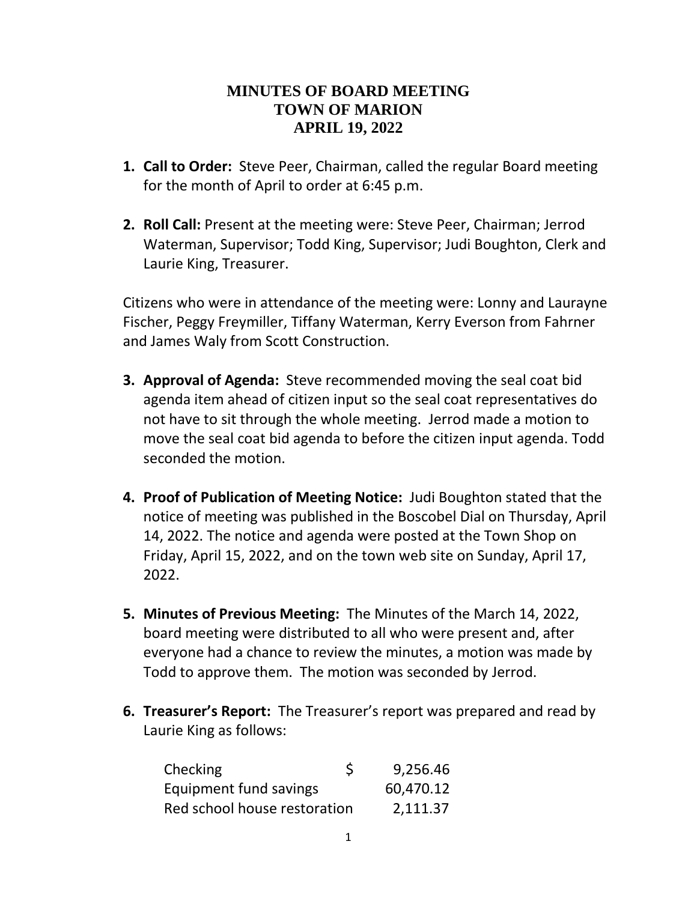# MINUTES OF BOARD MEETING
# TOWN OF MARION
# APRIL 19, 2022

1. **Call to Order:** Steve Peer, Chairman, called the regular Board meeting for the month of April to order at 6:45 p.m.

2. **Roll Call:** Present at the meeting were: Steve Peer, Chairman; Jerrod Waterman, Supervisor; Todd King, Supervisor; Judi Boughton, Clerk and Laurie King, Treasurer.

Citizens who were in attendance of the meeting were: Lonny and Laurayne Fischer, Peggy Freymiller, Tiffany Waterman, Kerry Everson from Fahrner and James Waly from Scott Construction.

3. **Approval of Agenda:** Steve recommended moving the seal coat bid agenda item ahead of citizen input so the seal coat representatives do not have to sit through the whole meeting. Jerrod made a motion to move the seal coat bid agenda to before the citizen input agenda. Todd seconded the motion.

4. **Proof of Publication of Meeting Notice:** Judi Boughton stated that the notice of meeting was published in the Boscobel Dial on Thursday, April 14, 2022. The notice and agenda were posted at the Town Shop on Friday, April 15, 2022, and on the town web site on Sunday, April 17, 2022.

5. **Minutes of Previous Meeting:** The Minutes of the March 14, 2022, board meeting were distributed to all who were present and, after everyone had a chance to review the minutes, a motion was made by Todd to approve them. The motion was seconded by Jerrod.

6. **Treasurer's Report:** The Treasurer's report was prepared and read by Laurie King as follows:

| | | |
|---|---|---|
| Checking | $ | 9,256.46 |
| Equipment fund savings | | 60,470.12 |
| Red school house restoration | | 2,111.37 |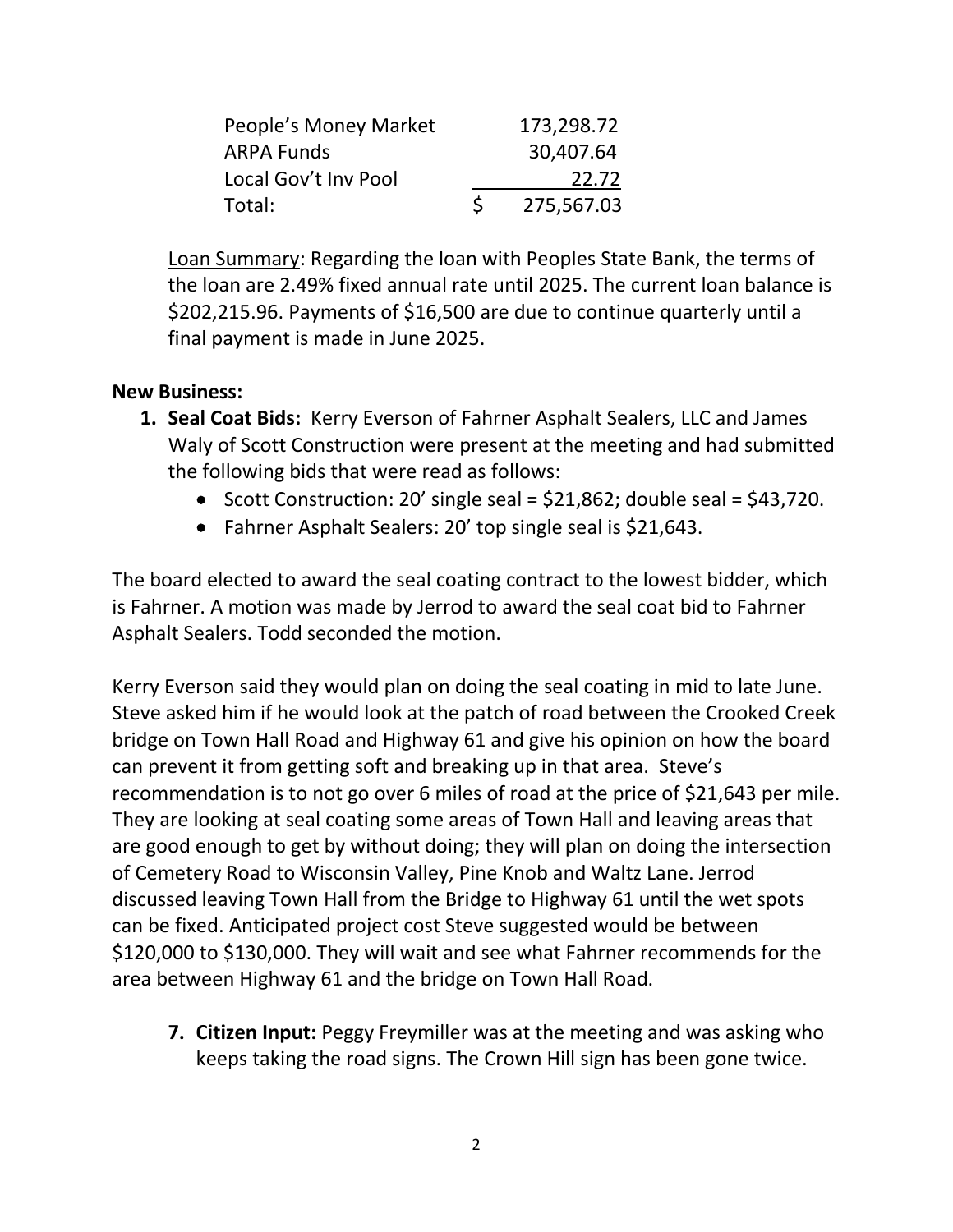| | |
|---|---|
| People's Money Market | 173,298.72 |
| ARPA Funds | 30,407.64 |
| Local Gov't Inv Pool | 22.72 |
| Total: | $ 275,567.03 |

Loan Summary: Regarding the loan with Peoples State Bank, the terms of the loan are 2.49% fixed annual rate until 2025. The current loan balance is $202,215.96. Payments of $16,500 are due to continue quarterly until a final payment is made in June 2025.

**New Business:**

1. **Seal Coat Bids:** Kerry Everson of Fahrner Asphalt Sealers, LLC and James Waly of Scott Construction were present at the meeting and had submitted the following bids that were read as follows:
   - Scott Construction: 20' single seal = $21,862; double seal = $43,720.
   - Fahrner Asphalt Sealers: 20' top single seal is $21,643.

The board elected to award the seal coating contract to the lowest bidder, which is Fahrner. A motion was made by Jerrod to award the seal coat bid to Fahrner Asphalt Sealers. Todd seconded the motion.

Kerry Everson said they would plan on doing the seal coating in mid to late June. Steve asked him if he would look at the patch of road between the Crooked Creek bridge on Town Hall Road and Highway 61 and give his opinion on how the board can prevent it from getting soft and breaking up in that area. Steve's recommendation is to not go over 6 miles of road at the price of $21,643 per mile. They are looking at seal coating some areas of Town Hall and leaving areas that are good enough to get by without doing; they will plan on doing the intersection of Cemetery Road to Wisconsin Valley, Pine Knob and Waltz Lane. Jerrod discussed leaving Town Hall from the Bridge to Highway 61 until the wet spots can be fixed. Anticipated project cost Steve suggested would be between $120,000 to $130,000. They will wait and see what Fahrner recommends for the area between Highway 61 and the bridge on Town Hall Road.

7. **Citizen Input:** Peggy Freymiller was at the meeting and was asking who keeps taking the road signs. The Crown Hill sign has been gone twice.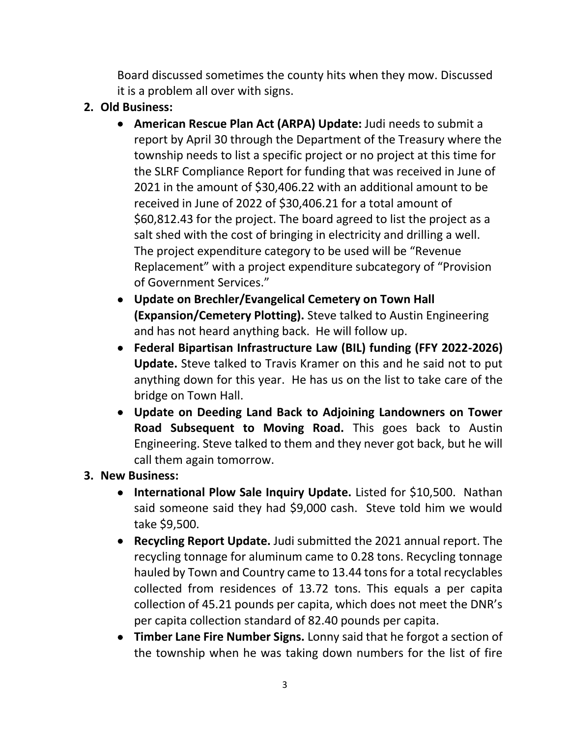Board discussed sometimes the county hits when they mow. Discussed it is a problem all over with signs.

2. **Old Business:**
   - **American Rescue Plan Act (ARPA) Update:** Judi needs to submit a report by April 30 through the Department of the Treasury where the township needs to list a specific project or no project at this time for the SLRF Compliance Report for funding that was received in June of 2021 in the amount of $30,406.22 with an additional amount to be received in June of 2022 of $30,406.21 for a total amount of $60,812.43 for the project. The board agreed to list the project as a salt shed with the cost of bringing in electricity and drilling a well. The project expenditure category to be used will be "Revenue Replacement" with a project expenditure subcategory of "Provision of Government Services."
   - **Update on Brechler/Evangelical Cemetery on Town Hall (Expansion/Cemetery Plotting).** Steve talked to Austin Engineering and has not heard anything back. He will follow up.
   - **Federal Bipartisan Infrastructure Law (BIL) funding (FFY 2022-2026) Update.** Steve talked to Travis Kramer on this and he said not to put anything down for this year. He has us on the list to take care of the bridge on Town Hall.
   - **Update on Deeding Land Back to Adjoining Landowners on Tower Road Subsequent to Moving Road.** This goes back to Austin Engineering. Steve talked to them and they never got back, but he will call them again tomorrow.

3. **New Business:**
   - **International Plow Sale Inquiry Update.** Listed for $10,500. Nathan said someone said they had $9,000 cash. Steve told him we would take $9,500.
   - **Recycling Report Update.** Judi submitted the 2021 annual report. The recycling tonnage for aluminum came to 0.28 tons. Recycling tonnage hauled by Town and Country came to 13.44 tons for a total recyclables collected from residences of 13.72 tons. This equals a per capita collection of 45.21 pounds per capita, which does not meet the DNR's per capita collection standard of 82.40 pounds per capita.
   - **Timber Lane Fire Number Signs.** Lonny said that he forgot a section of the township when he was taking down numbers for the list of fire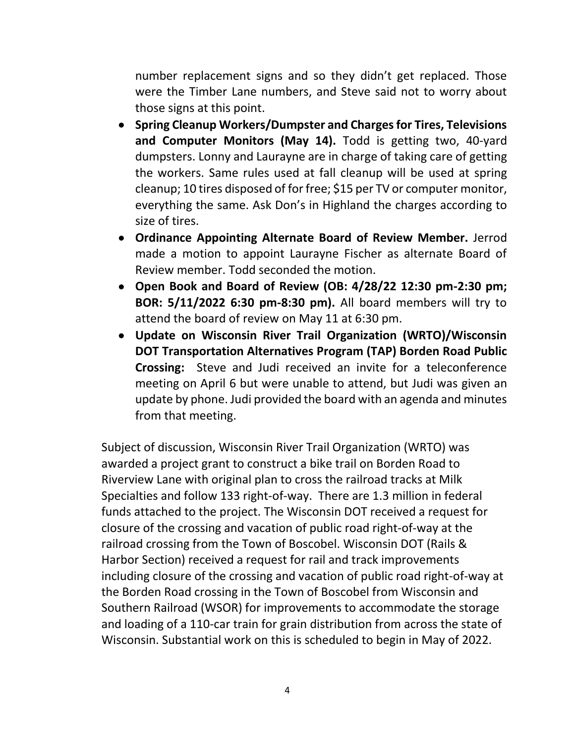number replacement signs and so they didn't get replaced. Those were the Timber Lane numbers, and Steve said not to worry about those signs at this point.

- **Spring Cleanup Workers/Dumpster and Charges for Tires, Televisions and Computer Monitors (May 14).** Todd is getting two, 40-yard dumpsters. Lonny and Laurayne are in charge of taking care of getting the workers. Same rules used at fall cleanup will be used at spring cleanup; 10 tires disposed of for free; $15 per TV or computer monitor, everything the same. Ask Don's in Highland the charges according to size of tires.
- **Ordinance Appointing Alternate Board of Review Member.** Jerrod made a motion to appoint Laurayne Fischer as alternate Board of Review member. Todd seconded the motion.
- **Open Book and Board of Review (OB: 4/28/22 12:30 pm-2:30 pm; BOR: 5/11/2022 6:30 pm-8:30 pm).** All board members will try to attend the board of review on May 11 at 6:30 pm.
- **Update on Wisconsin River Trail Organization (WRTO)/Wisconsin DOT Transportation Alternatives Program (TAP) Borden Road Public Crossing:** Steve and Judi received an invite for a teleconference meeting on April 6 but were unable to attend, but Judi was given an update by phone. Judi provided the board with an agenda and minutes from that meeting.

Subject of discussion, Wisconsin River Trail Organization (WRTO) was awarded a project grant to construct a bike trail on Borden Road to Riverview Lane with original plan to cross the railroad tracks at Milk Specialties and follow 133 right-of-way. There are 1.3 million in federal funds attached to the project. The Wisconsin DOT received a request for closure of the crossing and vacation of public road right-of-way at the railroad crossing from the Town of Boscobel. Wisconsin DOT (Rails & Harbor Section) received a request for rail and track improvements including closure of the crossing and vacation of public road right-of-way at the Borden Road crossing in the Town of Boscobel from Wisconsin and Southern Railroad (WSOR) for improvements to accommodate the storage and loading of a 110-car train for grain distribution from across the state of Wisconsin. Substantial work on this is scheduled to begin in May of 2022.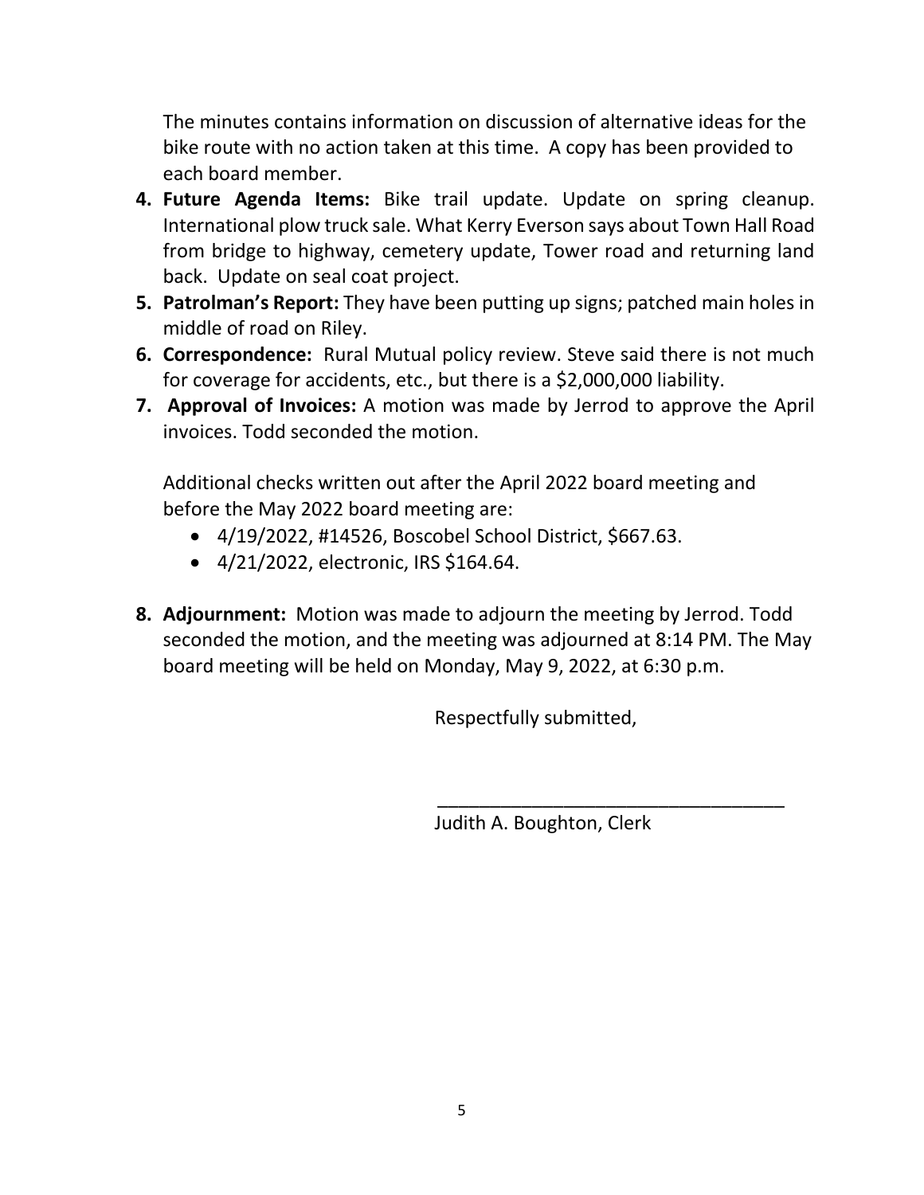The minutes contains information on discussion of alternative ideas for the bike route with no action taken at this time. A copy has been provided to each board member.

4. **Future Agenda Items:** Bike trail update. Update on spring cleanup. International plow truck sale. What Kerry Everson says about Town Hall Road from bridge to highway, cemetery update, Tower road and returning land back. Update on seal coat project.
5. **Patrolman's Report:** They have been putting up signs; patched main holes in middle of road on Riley.
6. **Correspondence:** Rural Mutual policy review. Steve said there is not much for coverage for accidents, etc., but there is a $2,000,000 liability.
7. **Approval of Invoices:** A motion was made by Jerrod to approve the April invoices. Todd seconded the motion.

   Additional checks written out after the April 2022 board meeting and before the May 2022 board meeting are:

   - 4/19/2022, #14526, Boscobel School District, $667.63.
   - 4/21/2022, electronic, IRS $164.64.

8. **Adjournment:** Motion was made to adjourn the meeting by Jerrod. Todd seconded the motion, and the meeting was adjourned at 8:14 PM. The May board meeting will be held on Monday, May 9, 2022, at 6:30 p.m.

Respectfully submitted,

\_\_\_\_\_\_\_\_\_\_\_\_\_\_\_\_\_\_\_\_\_\_\_\_\_\_\_\_\_\_\_\_\_\_\_

Judith A. Boughton, Clerk